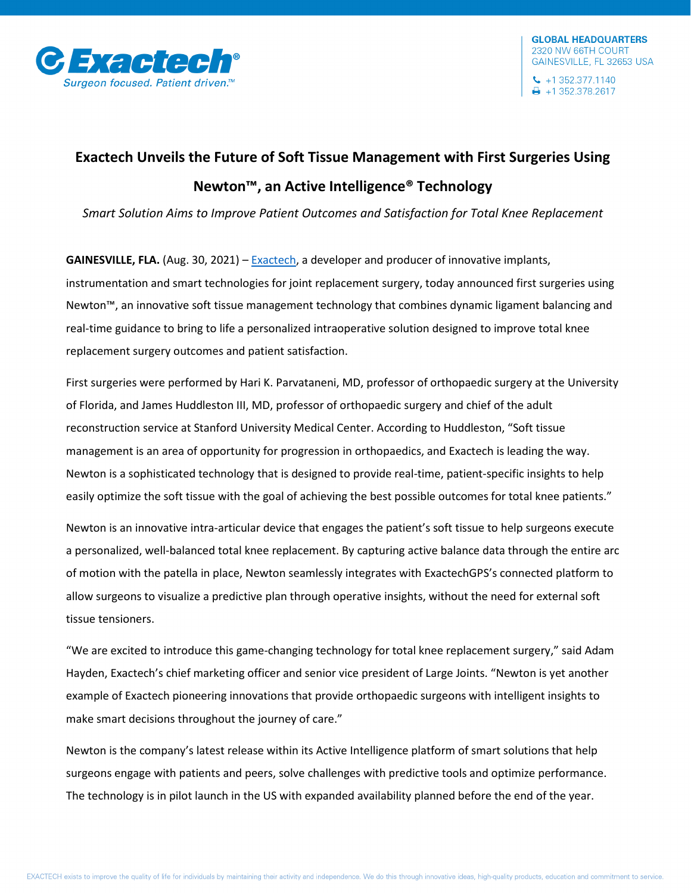**GLOBAL HEADQUARTERS**
2320 NW 66TH COURT
GAINESVILLE, FL 32653 USA
+1 352.377.1140
+1 352.378.2617

# Exactech Unveils the Future of Soft Tissue Management with First Surgeries Using Newton™, an Active Intelligence® Technology

*Smart Solution Aims to Improve Patient Outcomes and Satisfaction for Total Knee Replacement*

**GAINESVILLE, FLA.** (Aug. 30, 2021) – Exactech, a developer and producer of innovative implants, instrumentation and smart technologies for joint replacement surgery, today announced first surgeries using Newton™, an innovative soft tissue management technology that combines dynamic ligament balancing and real-time guidance to bring to life a personalized intraoperative solution designed to improve total knee replacement surgery outcomes and patient satisfaction.

First surgeries were performed by Hari K. Parvataneni, MD, professor of orthopaedic surgery at the University of Florida, and James Huddleston III, MD, professor of orthopaedic surgery and chief of the adult reconstruction service at Stanford University Medical Center. According to Huddleston, "Soft tissue management is an area of opportunity for progression in orthopaedics, and Exactech is leading the way. Newton is a sophisticated technology that is designed to provide real-time, patient-specific insights to help easily optimize the soft tissue with the goal of achieving the best possible outcomes for total knee patients."

Newton is an innovative intra-articular device that engages the patient's soft tissue to help surgeons execute a personalized, well-balanced total knee replacement. By capturing active balance data through the entire arc of motion with the patella in place, Newton seamlessly integrates with ExactechGPS's connected platform to allow surgeons to visualize a predictive plan through operative insights, without the need for external soft tissue tensioners.

"We are excited to introduce this game-changing technology for total knee replacement surgery," said Adam Hayden, Exactech's chief marketing officer and senior vice president of Large Joints. "Newton is yet another example of Exactech pioneering innovations that provide orthopaedic surgeons with intelligent insights to make smart decisions throughout the journey of care."

Newton is the company's latest release within its Active Intelligence platform of smart solutions that help surgeons engage with patients and peers, solve challenges with predictive tools and optimize performance. The technology is in pilot launch in the US with expanded availability planned before the end of the year.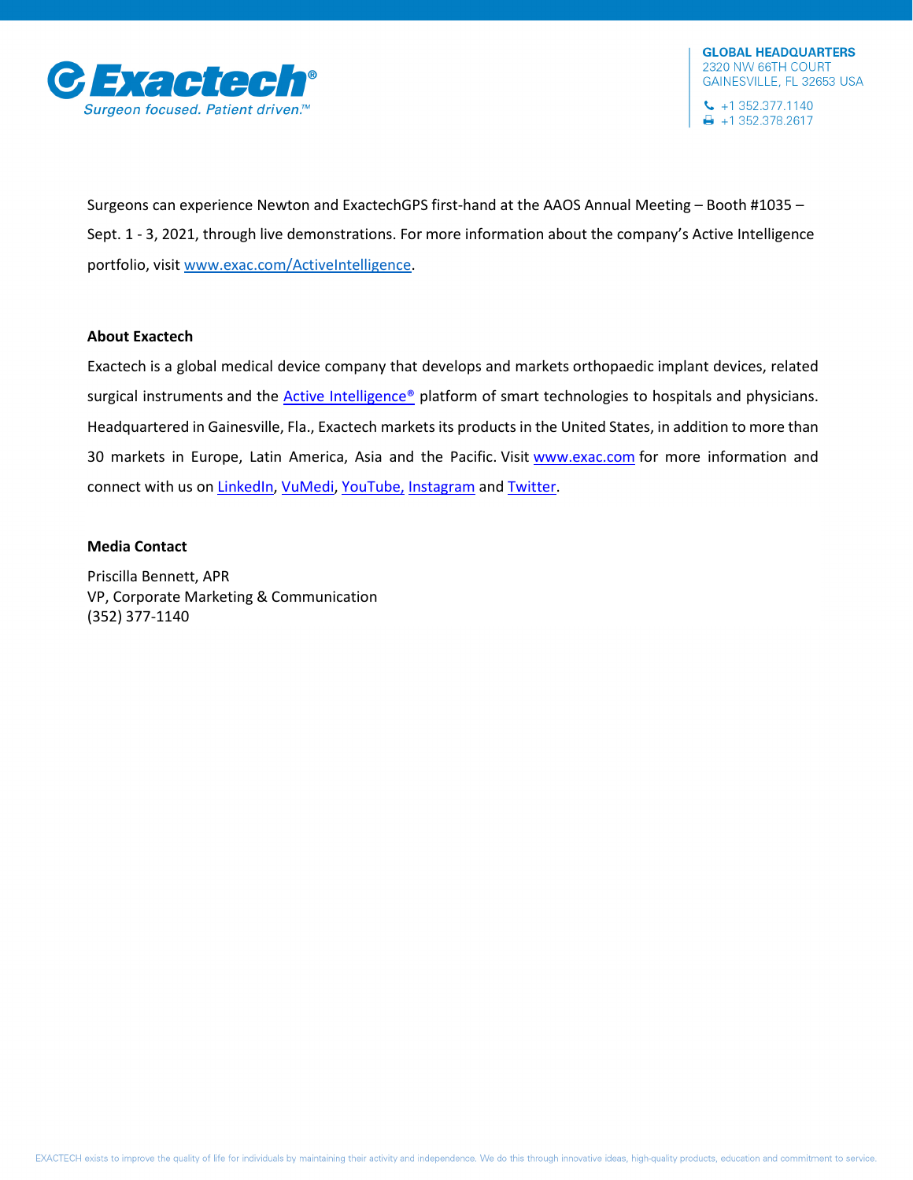Surgeons can experience Newton and ExactechGPS first-hand at the AAOS Annual Meeting – Booth #1035 – Sept. 1 - 3, 2021, through live demonstrations. For more information about the company's Active Intelligence portfolio, visit [www.exac.com/ActiveIntelligence](www.exac.com/ActiveIntelligence).

**About Exactech**

Exactech is a global medical device company that develops and markets orthopaedic implant devices, related surgical instruments and the Active Intelligence® platform of smart technologies to hospitals and physicians. Headquartered in Gainesville, Fla., Exactech markets its products in the United States, in addition to more than 30 markets in Europe, Latin America, Asia and the Pacific. Visit www.exac.com for more information and connect with us on LinkedIn, VuMedi, YouTube, Instagram and Twitter.

**Media Contact**

Priscilla Bennett, APR
VP, Corporate Marketing & Communication
(352) 377-1140